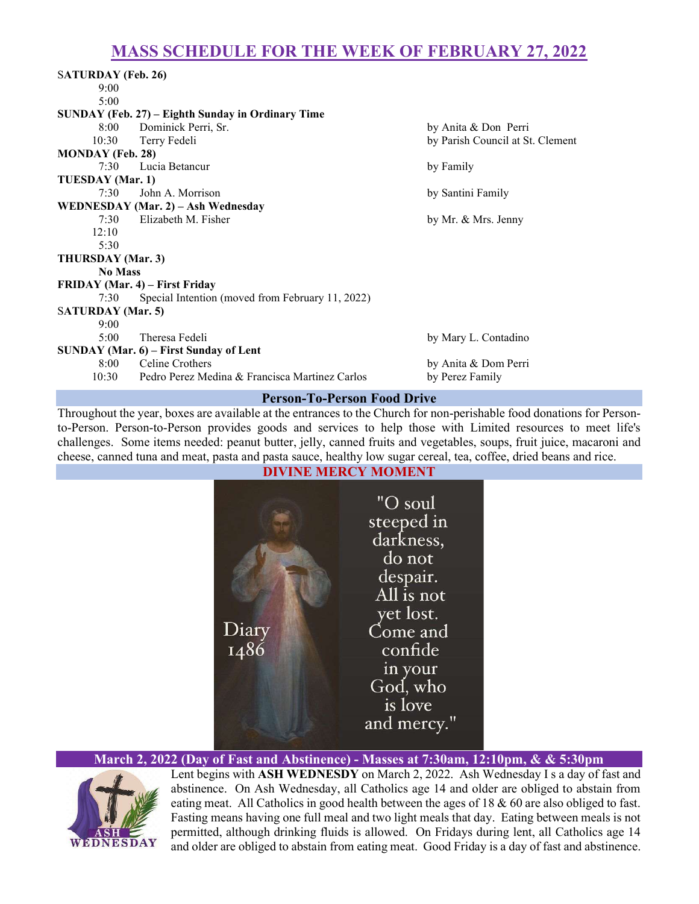# MASS SCHEDULE FOR THE WEEK OF FEBRUARY 27, 2022

**SATURDAY (Feb. 26)**

| | | |
|---|---|---|
| 9:00 | | |
| 5:00 | | |

**SUNDAY (Feb. 27) – Eighth Sunday in Ordinary Time**

| | | |
|---|---|---|
| 8:00 | Dominick Perri, Sr. | by Anita & Don Perri |
| 10:30 | Terry Fedeli | by Parish Council at St. Clement |

**MONDAY (Feb. 28)**

| | | |
|---|---|---|
| 7:30 | Lucia Betancur | by Family |

**TUESDAY (Mar. 1)**

| | | |
|---|---|---|
| 7:30 | John A. Morrison | by Santini Family |

**WEDNESDAY (Mar. 2) – Ash Wednesday**

| | | |
|---|---|---|
| 7:30 | Elizabeth M. Fisher | by Mr. & Mrs. Jenny |
| 12:10 | | |
| 5:30 | | |

**THURSDAY (Mar. 3)**

**No Mass**

**FRIDAY (Mar. 4) – First Friday**

| | | |
|---|---|---|
| 7:30 | Special Intention (moved from February 11, 2022) | |

**SATURDAY (Mar. 5)**

| | | |
|---|---|---|
| 9:00 | | |
| 5:00 | Theresa Fedeli | by Mary L. Contadino |

**SUNDAY (Mar. 6) – First Sunday of Lent**

| | | |
|---|---|---|
| 8:00 | Celine Crothers | by Anita & Dom Perri |
| 10:30 | Pedro Perez Medina & Francisca Martinez Carlos | by Perez Family |

## Person-To-Person Food Drive

Throughout the year, boxes are available at the entrances to the Church for non-perishable food donations for Person-to-Person. Person-to-Person provides goods and services to help those with Limited resources to meet life's challenges. Some items needed: peanut butter, jelly, canned fruits and vegetables, soups, fruit juice, macaroni and cheese, canned tuna and meat, pasta and pasta sauce, healthy low sugar cereal, tea, coffee, dried beans and rice.

## DIVINE MERCY MOMENT

"O soul steeped in darkness, do not despair. All is not yet lost. Come and confide in your God, who is love and mercy."

Diary 1486

## March 2, 2022 (Day of Fast and Abstinence) - Masses at 7:30am, 12:10pm, & & 5:30pm

Lent begins with **ASH WEDNESDY** on March 2, 2022. Ash Wednesday I s a day of fast and abstinence. On Ash Wednesday, all Catholics age 14 and older are obliged to abstain from eating meat. All Catholics in good health between the ages of 18 & 60 are also obliged to fast. Fasting means having one full meal and two light meals that day. Eating between meals is not permitted, although drinking fluids is allowed. On Fridays during lent, all Catholics age 14 and older are obliged to abstain from eating meat. Good Friday is a day of fast and abstinence.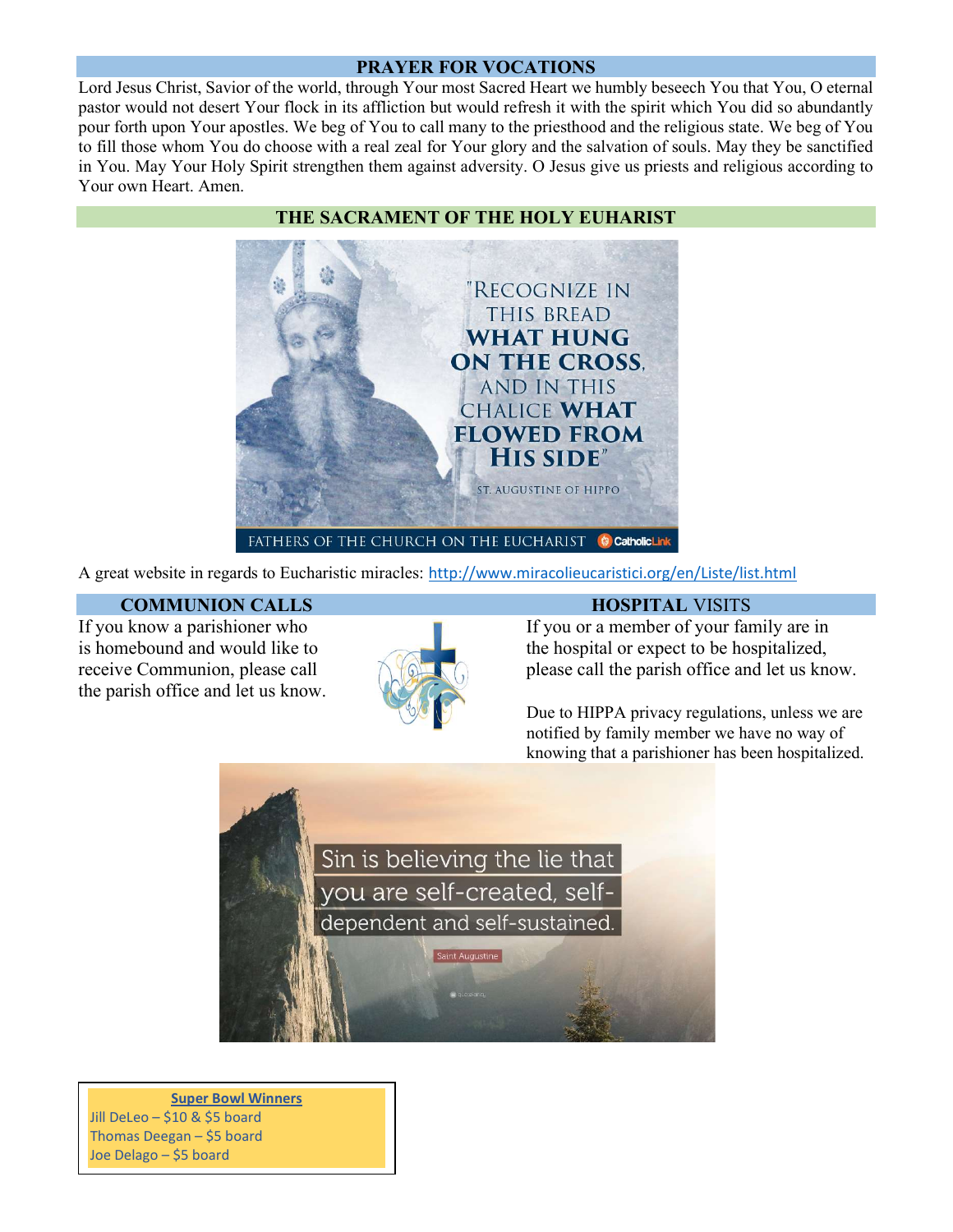## PRAYER FOR VOCATIONS

Lord Jesus Christ, Savior of the world, through Your most Sacred Heart we humbly beseech You that You, O eternal pastor would not desert Your flock in its affliction but would refresh it with the spirit which You did so abundantly pour forth upon Your apostles. We beg of You to call many to the priesthood and the religious state. We beg of You to fill those whom You do choose with a real zeal for Your glory and the salvation of souls. May they be sanctified in You. May Your Holy Spirit strengthen them against adversity. O Jesus give us priests and religious according to Your own Heart. Amen.

## THE SACRAMENT OF THE HOLY EUHARIST

"RECOGNIZE IN THIS BREAD WHAT HUNG ON THE CROSS, AND IN THIS CHALICE WHAT FLOWED FROM HIS SIDE"

ST. AUGUSTINE OF HIPPO

FATHERS OF THE CHURCH ON THE EUCHARIST CatholicLink

A great website in regards to Eucharistic miracles: http://www.miracolieucaristici.org/en/Liste/list.html

## COMMUNION CALLS

If you know a parishioner who is homebound and would like to receive Communion, please call the parish office and let us know.

## HOSPITAL VISITS

If you or a member of your family are in the hospital or expect to be hospitalized, please call the parish office and let us know.

Due to HIPPA privacy regulations, unless we are notified by family member we have no way of knowing that a parishioner has been hospitalized.

Sin is believing the lie that you are self-created, self-dependent and self-sustained.

Saint Augustine

**Super Bowl Winners**

Jill DeLeo – $10 & $5 board
Thomas Deegan – $5 board
Joe Delago – $5 board